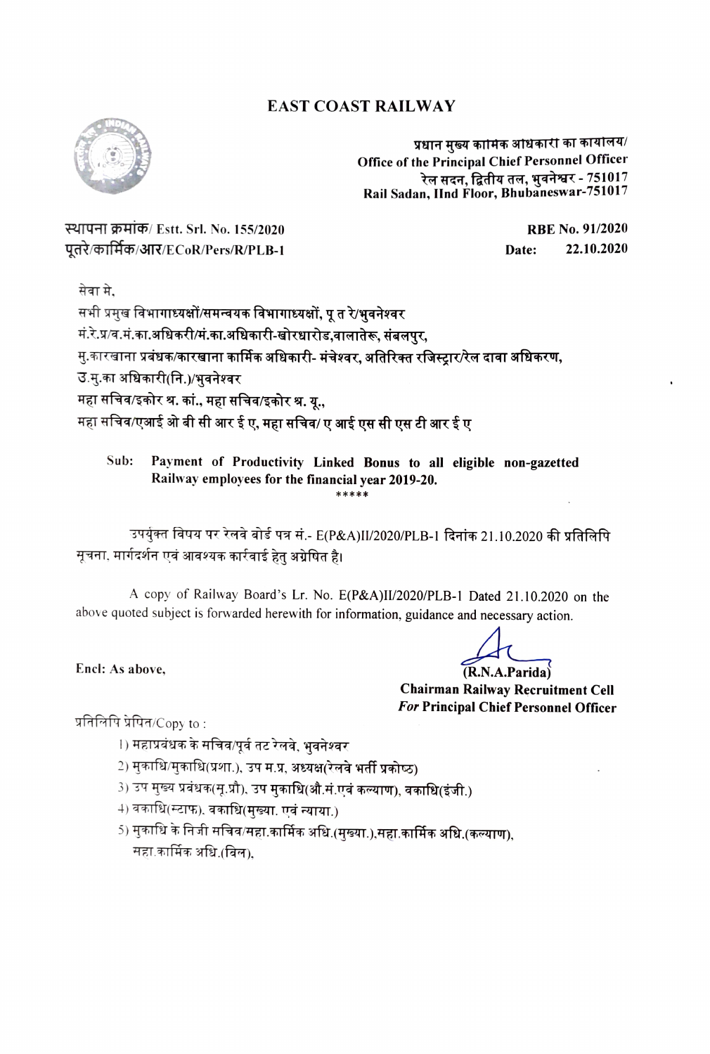# EAST COAST RAILWAY

प्रधान मुख्य कार्मिक अधिकारी का कार्यालय/
Office of the Principal Chief Personnel Officer
रेल सदन, द्वितीय तल, भुवनेश्वर - 751017
Rail Sadan, IInd Floor, Bhubaneswar-751017

स्थापना क्रमांक/ Estt. Srl. No. 155/2020 **RBE No. 91/2020**
पूतरे/कार्मिक/आर/ECoR/Pers/R/PLB-1 **Date: 22.10.2020**

सेवा मे,
सभी प्रमुख विभागाध्यक्षों/समन्वयक विभागाध्यक्षों, पू त रे/भुवनेश्वर
मं.रे.प्र/व.मं.का.अधिकारी/मं.का.अधिकारी-खोरधारोड,वालातेरू, संबलपुर,
मु.कारखाना प्रबंधक/कारखाना कार्मिक अधिकारी- मंचेश्वर, अतिरिक्त रजिस्ट्रार/रेल दावा अधिकरण,
उ.मु.का अधिकारी(नि.)/भुवनेश्वर
महा सचिव/इकोर श्र. कां., महा सचिव/इकोर श्र. यू.,
महा सचिव/एआई ओ बी सी आर ई ए, महा सचिव/ ए आई एस सी एस टी आर ई ए

Sub: **Payment of Productivity Linked Bonus to all eligible non-gazetted Railway employees for the financial year 2019-20.**

*****

उपर्युक्त विषय पर रेलवे बोर्ड पत्र सं.- E(P&A)II/2020/PLB-1 दिनांक 21.10.2020 की प्रतिलिपि सूचना, मार्गदर्शन एवं आवश्यक कार्रवाई हेतु अग्रेषित है।

A copy of Railway Board's Lr. No. E(P&A)II/2020/PLB-1 Dated 21.10.2020 on the above quoted subject is forwarded herewith for information, guidance and necessary action.

**Encl: As above,**

**(R.N.A.Parida)**
**Chairman Railway Recruitment Cell**
***For* Principal Chief Personnel Officer**

प्रतिलिपि प्रेषित/Copy to :

1) महाप्रबंधक के सचिव/पूर्व तट रेलवे, भुवनेश्वर
2) मुकाधि/मुकाधि(प्रशा.), उप म.प्र, अध्यक्ष(रेलवे भर्ती प्रकोष्ठ)
3) उप मुख्य प्रबंधक(सू.प्रौ), उप मुकाधि(औ.सं.एवं कल्याण), वकाधि(इंजी.)
4) वकाधि(स्टाफ), वकाधि(मुख्या. एवं न्याया.)
5) मुकाधि के निजी सचिव/सहा.कार्मिक अधि.(मुख्या.),सहा.कार्मिक अधि.(कल्याण), सहा.कार्मिक अधि.(बिल),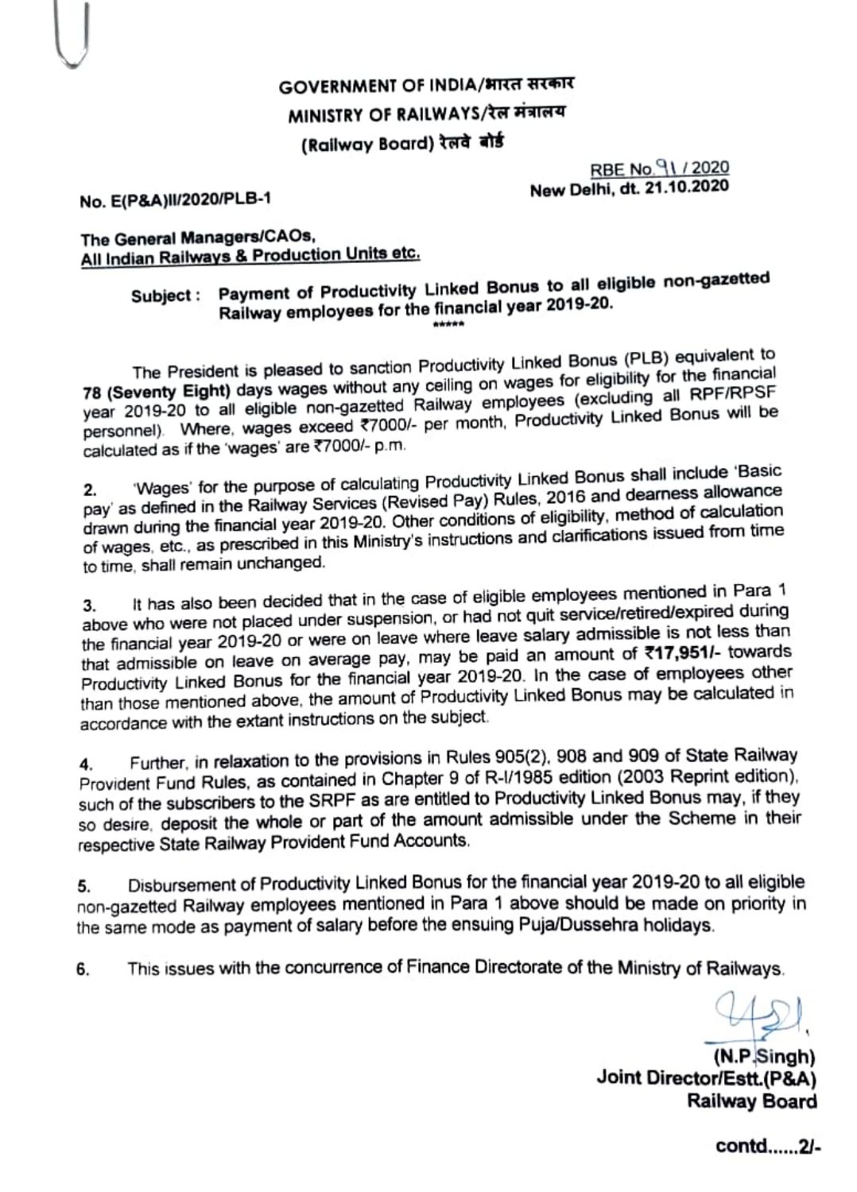**GOVERNMENT OF INDIA/भारत सरकार**
**MINISTRY OF RAILWAYS/रेल मंत्रालय**
**(Railway Board) रेलवे बोर्ड**

RBE No. 91 / 2020

No. E(P&A)II/2020/PLB-1

New Delhi, dt. 21.10.2020

The General Managers/CAOs,
All Indian Railways & Production Units etc.

**Subject : Payment of Productivity Linked Bonus to all eligible non-gazetted Railway employees for the financial year 2019-20.**

\*\*\*\*\*

The President is pleased to sanction Productivity Linked Bonus (PLB) equivalent to **78 (Seventy Eight)** days wages without any ceiling on wages for eligibility for the financial year 2019-20 to all eligible non-gazetted Railway employees (excluding all RPF/RPSF personnel). Where, wages exceed ₹7000/- per month, Productivity Linked Bonus will be calculated as if the 'wages' are ₹7000/- p.m.

2. 'Wages' for the purpose of calculating Productivity Linked Bonus shall include 'Basic pay' as defined in the Railway Services (Revised Pay) Rules, 2016 and dearness allowance drawn during the financial year 2019-20. Other conditions of eligibility, method of calculation of wages, etc., as prescribed in this Ministry's instructions and clarifications issued from time to time, shall remain unchanged.

3. It has also been decided that in the case of eligible employees mentioned in Para 1 above who were not placed under suspension, or had not quit service/retired/expired during the financial year 2019-20 or were on leave where leave salary admissible is not less than that admissible on leave on average pay, may be paid an amount of **₹17,951/-** towards Productivity Linked Bonus for the financial year 2019-20. In the case of employees other than those mentioned above, the amount of Productivity Linked Bonus may be calculated in accordance with the extant instructions on the subject.

4. Further, in relaxation to the provisions in Rules 905(2), 908 and 909 of State Railway Provident Fund Rules, as contained in Chapter 9 of R-I/1985 edition (2003 Reprint edition), such of the subscribers to the SRPF as are entitled to Productivity Linked Bonus may, if they so desire, deposit the whole or part of the amount admissible under the Scheme in their respective State Railway Provident Fund Accounts.

5. Disbursement of Productivity Linked Bonus for the financial year 2019-20 to all eligible non-gazetted Railway employees mentioned in Para 1 above should be made on priority in the same mode as payment of salary before the ensuing Puja/Dussehra holidays.

6. This issues with the concurrence of Finance Directorate of the Ministry of Railways.

**(N.P.Singh)**
**Joint Director/Estt.(P&A)**
**Railway Board**

**contd......2/-**